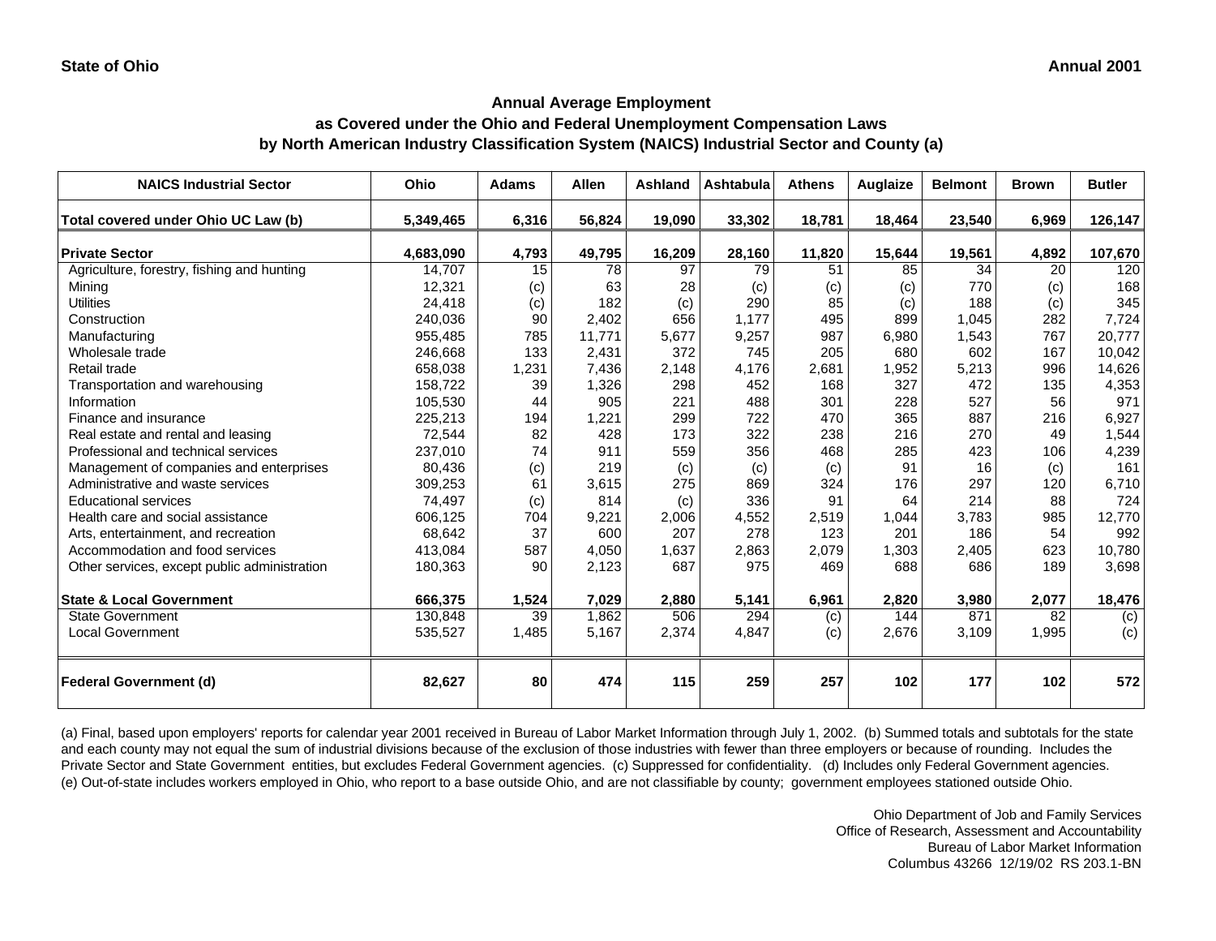**State of Ohio** **Annual 2001**

## Annual Average Employment
## as Covered under the Ohio and Federal Unemployment Compensation Laws
## by North American Industry Classification System (NAICS) Industrial Sector and County (a)

| NAICS Industrial Sector | Ohio | Adams | Allen | Ashland | Ashtabula | Athens | Auglaize | Belmont | Brown | Butler |
|---|---|---|---|---|---|---|---|---|---|---|
| **Total covered under Ohio UC Law (b)** | **5,349,465** | **6,316** | **56,824** | **19,090** | **33,302** | **18,781** | **18,464** | **23,540** | **6,969** | **126,147** |
| **Private Sector** | **4,683,090** | **4,793** | **49,795** | **16,209** | **28,160** | **11,820** | **15,644** | **19,561** | **4,892** | **107,670** |
| Agriculture, forestry, fishing and hunting | 14,707 | 15 | 78 | 97 | 79 | 51 | 85 | 34 | 20 | 120 |
| Mining | 12,321 | (c) | 63 | 28 | (c) | (c) | (c) | 770 | (c) | 168 |
| Utilities | 24,418 | (c) | 182 | (c) | 290 | 85 | (c) | 188 | (c) | 345 |
| Construction | 240,036 | 90 | 2,402 | 656 | 1,177 | 495 | 899 | 1,045 | 282 | 7,724 |
| Manufacturing | 955,485 | 785 | 11,771 | 5,677 | 9,257 | 987 | 6,980 | 1,543 | 767 | 20,777 |
| Wholesale trade | 246,668 | 133 | 2,431 | 372 | 745 | 205 | 680 | 602 | 167 | 10,042 |
| Retail trade | 658,038 | 1,231 | 7,436 | 2,148 | 4,176 | 2,681 | 1,952 | 5,213 | 996 | 14,626 |
| Transportation and warehousing | 158,722 | 39 | 1,326 | 298 | 452 | 168 | 327 | 472 | 135 | 4,353 |
| Information | 105,530 | 44 | 905 | 221 | 488 | 301 | 228 | 527 | 56 | 971 |
| Finance and insurance | 225,213 | 194 | 1,221 | 299 | 722 | 470 | 365 | 887 | 216 | 6,927 |
| Real estate and rental and leasing | 72,544 | 82 | 428 | 173 | 322 | 238 | 216 | 270 | 49 | 1,544 |
| Professional and technical services | 237,010 | 74 | 911 | 559 | 356 | 468 | 285 | 423 | 106 | 4,239 |
| Management of companies and enterprises | 80,436 | (c) | 219 | (c) | (c) | (c) | 91 | 16 | (c) | 161 |
| Administrative and waste services | 309,253 | 61 | 3,615 | 275 | 869 | 324 | 176 | 297 | 120 | 6,710 |
| Educational services | 74,497 | (c) | 814 | (c) | 336 | 91 | 64 | 214 | 88 | 724 |
| Health care and social assistance | 606,125 | 704 | 9,221 | 2,006 | 4,552 | 2,519 | 1,044 | 3,783 | 985 | 12,770 |
| Arts, entertainment, and recreation | 68,642 | 37 | 600 | 207 | 278 | 123 | 201 | 186 | 54 | 992 |
| Accommodation and food services | 413,084 | 587 | 4,050 | 1,637 | 2,863 | 2,079 | 1,303 | 2,405 | 623 | 10,780 |
| Other services, except public administration | 180,363 | 90 | 2,123 | 687 | 975 | 469 | 688 | 686 | 189 | 3,698 |
| **State & Local Government** | **666,375** | **1,524** | **7,029** | **2,880** | **5,141** | **6,961** | **2,820** | **3,980** | **2,077** | **18,476** |
| State Government | 130,848 | 39 | 1,862 | 506 | 294 | (c) | 144 | 871 | 82 | (c) |
| Local Government | 535,527 | 1,485 | 5,167 | 2,374 | 4,847 | (c) | 2,676 | 3,109 | 1,995 | (c) |
| **Federal Government (d)** | **82,627** | **80** | **474** | **115** | **259** | **257** | **102** | **177** | **102** | **572** |

(a) Final, based upon employers' reports for calendar year 2001 received in Bureau of Labor Market Information through July 1, 2002. (b) Summed totals and subtotals for the state and each county may not equal the sum of industrial divisions because of the exclusion of those industries with fewer than three employers or because of rounding. Includes the Private Sector and State Government entities, but excludes Federal Government agencies. (c) Suppressed for confidentiality. (d) Includes only Federal Government agencies. (e) Out-of-state includes workers employed in Ohio, who report to a base outside Ohio, and are not classifiable by county; government employees stationed outside Ohio.

Ohio Department of Job and Family Services
Office of Research, Assessment and Accountability
Bureau of Labor Market Information
Columbus 43266 12/19/02 RS 203.1-BN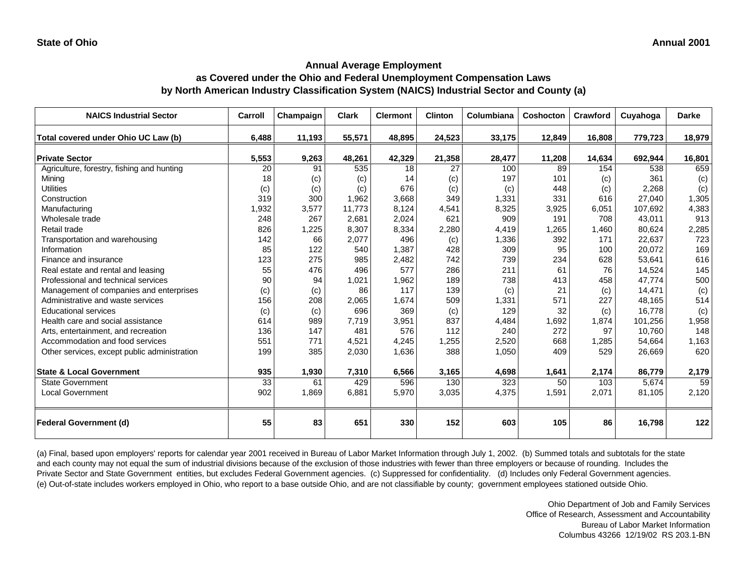State of Ohio | Annual 2001

## Annual Average Employment as Covered under the Ohio and Federal Unemployment Compensation Laws by North American Industry Classification System (NAICS) Industrial Sector and County (a)

| NAICS Industrial Sector | Carroll | Champaign | Clark | Clermont | Clinton | Columbiana | Coshocton | Crawford | Cuyahoga | Darke |
|---|---|---|---|---|---|---|---|---|---|---|
| **Total covered under Ohio UC Law (b)** | **6,488** | **11,193** | **55,571** | **48,895** | **24,523** | **33,175** | **12,849** | **16,808** | **779,723** | **18,979** |
| **Private Sector** | **5,553** | **9,263** | **48,261** | **42,329** | **21,358** | **28,477** | **11,208** | **14,634** | **692,944** | **16,801** |
| Agriculture, forestry, fishing and hunting | 20 | 91 | 535 | 18 | 27 | 100 | 89 | 154 | 538 | 659 |
| Mining | 18 | (c) | (c) | 14 | (c) | 197 | 101 | (c) | 361 | (c) |
| Utilities | (c) | (c) | (c) | 676 | (c) | (c) | 448 | (c) | 2,268 | (c) |
| Construction | 319 | 300 | 1,962 | 3,668 | 349 | 1,331 | 331 | 616 | 27,040 | 1,305 |
| Manufacturing | 1,932 | 3,577 | 11,773 | 8,124 | 4,541 | 8,325 | 3,925 | 6,051 | 107,692 | 4,383 |
| Wholesale trade | 248 | 267 | 2,681 | 2,024 | 621 | 909 | 191 | 708 | 43,011 | 913 |
| Retail trade | 826 | 1,225 | 8,307 | 8,334 | 2,280 | 4,419 | 1,265 | 1,460 | 80,624 | 2,285 |
| Transportation and warehousing | 142 | 66 | 2,077 | 496 | (c) | 1,336 | 392 | 171 | 22,637 | 723 |
| Information | 85 | 122 | 540 | 1,387 | 428 | 309 | 95 | 100 | 20,072 | 169 |
| Finance and insurance | 123 | 275 | 985 | 2,482 | 742 | 739 | 234 | 628 | 53,641 | 616 |
| Real estate and rental and leasing | 55 | 476 | 496 | 577 | 286 | 211 | 61 | 76 | 14,524 | 145 |
| Professional and technical services | 90 | 94 | 1,021 | 1,962 | 189 | 738 | 413 | 458 | 47,774 | 500 |
| Management of companies and enterprises | (c) | (c) | 86 | 117 | 139 | (c) | 21 | (c) | 14,471 | (c) |
| Administrative and waste services | 156 | 208 | 2,065 | 1,674 | 509 | 1,331 | 571 | 227 | 48,165 | 514 |
| Educational services | (c) | (c) | 696 | 369 | (c) | 129 | 32 | (c) | 16,778 | (c) |
| Health care and social assistance | 614 | 989 | 7,719 | 3,951 | 837 | 4,484 | 1,692 | 1,874 | 101,256 | 1,958 |
| Arts, entertainment, and recreation | 136 | 147 | 481 | 576 | 112 | 240 | 272 | 97 | 10,760 | 148 |
| Accommodation and food services | 551 | 771 | 4,521 | 4,245 | 1,255 | 2,520 | 668 | 1,285 | 54,664 | 1,163 |
| Other services, except public administration | 199 | 385 | 2,030 | 1,636 | 388 | 1,050 | 409 | 529 | 26,669 | 620 |
| **State & Local Government** | **935** | **1,930** | **7,310** | **6,566** | **3,165** | **4,698** | **1,641** | **2,174** | **86,779** | **2,179** |
| State Government | 33 | 61 | 429 | 596 | 130 | 323 | 50 | 103 | 5,674 | 59 |
| Local Government | 902 | 1,869 | 6,881 | 5,970 | 3,035 | 4,375 | 1,591 | 2,071 | 81,105 | 2,120 |
| **Federal Government (d)** | **55** | **83** | **651** | **330** | **152** | **603** | **105** | **86** | **16,798** | **122** |

(a) Final, based upon employers' reports for calendar year 2001 received in Bureau of Labor Market Information through July 1, 2002. (b) Summed totals and subtotals for the state and each county may not equal the sum of industrial divisions because of the exclusion of those industries with fewer than three employers or because of rounding. Includes the Private Sector and State Government entities, but excludes Federal Government agencies. (c) Suppressed for confidentiality. (d) Includes only Federal Government agencies. (e) Out-of-state includes workers employed in Ohio, who report to a base outside Ohio, and are not classifiable by county; government employees stationed outside Ohio.

Ohio Department of Job and Family Services
Office of Research, Assessment and Accountability
Bureau of Labor Market Information
Columbus 43266 12/19/02 RS 203.1-BN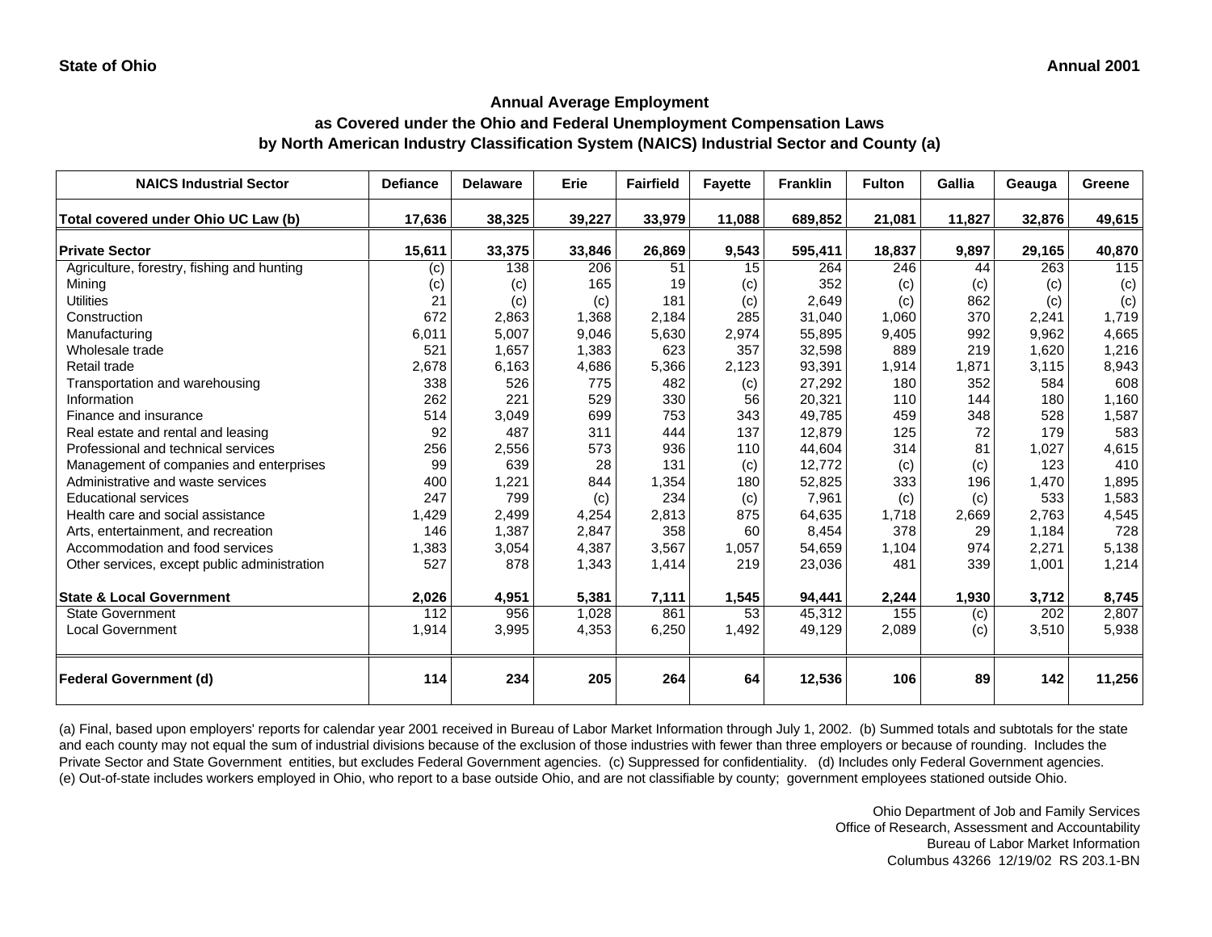State of Ohio

Annual 2001

## Annual Average Employment as Covered under the Ohio and Federal Unemployment Compensation Laws by North American Industry Classification System (NAICS) Industrial Sector and County (a)

| NAICS Industrial Sector | Defiance | Delaware | Erie | Fairfield | Fayette | Franklin | Fulton | Gallia | Geauga | Greene |
|---|---|---|---|---|---|---|---|---|---|---|
| **Total covered under Ohio UC Law (b)** | **17,636** | **38,325** | **39,227** | **33,979** | **11,088** | **689,852** | **21,081** | **11,827** | **32,876** | **49,615** |
| **Private Sector** | **15,611** | **33,375** | **33,846** | **26,869** | **9,543** | **595,411** | **18,837** | **9,897** | **29,165** | **40,870** |
| Agriculture, forestry, fishing and hunting | (c) | 138 | 206 | 51 | 15 | 264 | 246 | 44 | 263 | 115 |
| Mining | (c) | (c) | 165 | 19 | (c) | 352 | (c) | (c) | (c) | (c) |
| Utilities | 21 | (c) | (c) | 181 | (c) | 2,649 | (c) | 862 | (c) | (c) |
| Construction | 672 | 2,863 | 1,368 | 2,184 | 285 | 31,040 | 1,060 | 370 | 2,241 | 1,719 |
| Manufacturing | 6,011 | 5,007 | 9,046 | 5,630 | 2,974 | 55,895 | 9,405 | 992 | 9,962 | 4,665 |
| Wholesale trade | 521 | 1,657 | 1,383 | 623 | 357 | 32,598 | 889 | 219 | 1,620 | 1,216 |
| Retail trade | 2,678 | 6,163 | 4,686 | 5,366 | 2,123 | 93,391 | 1,914 | 1,871 | 3,115 | 8,943 |
| Transportation and warehousing | 338 | 526 | 775 | 482 | (c) | 27,292 | 180 | 352 | 584 | 608 |
| Information | 262 | 221 | 529 | 330 | 56 | 20,321 | 110 | 144 | 180 | 1,160 |
| Finance and insurance | 514 | 3,049 | 699 | 753 | 343 | 49,785 | 459 | 348 | 528 | 1,587 |
| Real estate and rental and leasing | 92 | 487 | 311 | 444 | 137 | 12,879 | 125 | 72 | 179 | 583 |
| Professional and technical services | 256 | 2,556 | 573 | 936 | 110 | 44,604 | 314 | 81 | 1,027 | 4,615 |
| Management of companies and enterprises | 99 | 639 | 28 | 131 | (c) | 12,772 | (c) | (c) | 123 | 410 |
| Administrative and waste services | 400 | 1,221 | 844 | 1,354 | 180 | 52,825 | 333 | 196 | 1,470 | 1,895 |
| Educational services | 247 | 799 | (c) | 234 | (c) | 7,961 | (c) | (c) | 533 | 1,583 |
| Health care and social assistance | 1,429 | 2,499 | 4,254 | 2,813 | 875 | 64,635 | 1,718 | 2,669 | 2,763 | 4,545 |
| Arts, entertainment, and recreation | 146 | 1,387 | 2,847 | 358 | 60 | 8,454 | 378 | 29 | 1,184 | 728 |
| Accommodation and food services | 1,383 | 3,054 | 4,387 | 3,567 | 1,057 | 54,659 | 1,104 | 974 | 2,271 | 5,138 |
| Other services, except public administration | 527 | 878 | 1,343 | 1,414 | 219 | 23,036 | 481 | 339 | 1,001 | 1,214 |
| **State & Local Government** | **2,026** | **4,951** | **5,381** | **7,111** | **1,545** | **94,441** | **2,244** | **1,930** | **3,712** | **8,745** |
| State Government | 112 | 956 | 1,028 | 861 | 53 | 45,312 | 155 | (c) | 202 | 2,807 |
| Local Government | 1,914 | 3,995 | 4,353 | 6,250 | 1,492 | 49,129 | 2,089 | (c) | 3,510 | 5,938 |
| **Federal Government (d)** | **114** | **234** | **205** | **264** | **64** | **12,536** | **106** | **89** | **142** | **11,256** |

(a) Final, based upon employers' reports for calendar year 2001 received in Bureau of Labor Market Information through July 1, 2002. (b) Summed totals and subtotals for the state and each county may not equal the sum of industrial divisions because of the exclusion of those industries with fewer than three employers or because of rounding. Includes the Private Sector and State Government entities, but excludes Federal Government agencies. (c) Suppressed for confidentiality. (d) Includes only Federal Government agencies. (e) Out-of-state includes workers employed in Ohio, who report to a base outside Ohio, and are not classifiable by county; government employees stationed outside Ohio.

Ohio Department of Job and Family Services
Office of Research, Assessment and Accountability
Bureau of Labor Market Information
Columbus 43266 12/19/02 RS 203.1-BN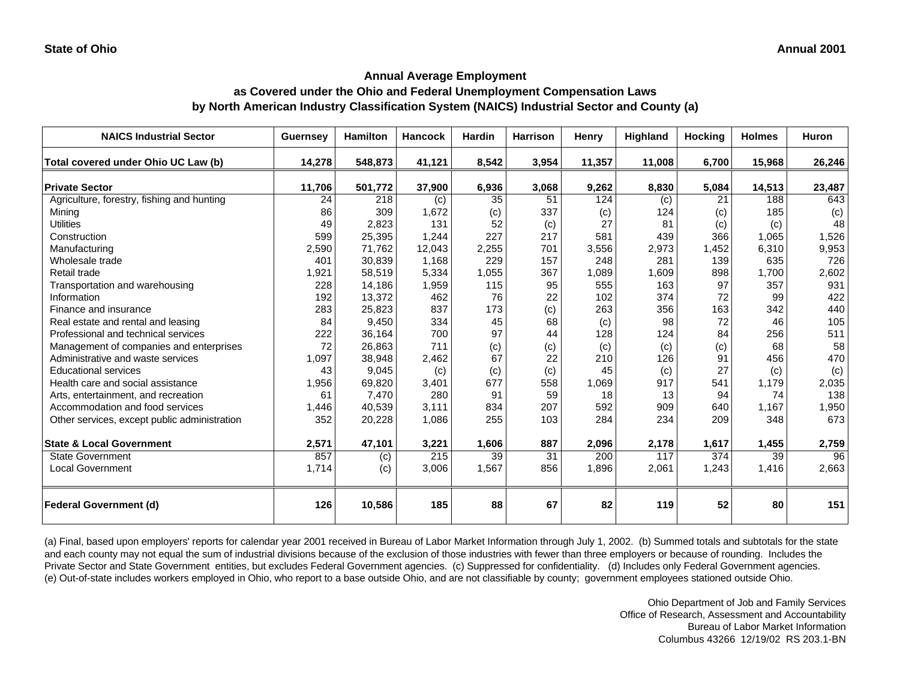State of Ohio Annual 2001

## Annual Average Employment
## as Covered under the Ohio and Federal Unemployment Compensation Laws
## by North American Industry Classification System (NAICS) Industrial Sector and County (a)

| NAICS Industrial Sector | Guernsey | Hamilton | Hancock | Hardin | Harrison | Henry | Highland | Hocking | Holmes | Huron |
|---|---|---|---|---|---|---|---|---|---|---|
| **Total covered under Ohio UC Law (b)** | **14,278** | **548,873** | **41,121** | **8,542** | **3,954** | **11,357** | **11,008** | **6,700** | **15,968** | **26,246** |
| **Private Sector** | **11,706** | **501,772** | **37,900** | **6,936** | **3,068** | **9,262** | **8,830** | **5,084** | **14,513** | **23,487** |
| Agriculture, forestry, fishing and hunting | 24 | 218 | (c) | 35 | 51 | 124 | (c) | 21 | 188 | 643 |
| Mining | 86 | 309 | 1,672 | (c) | 337 | (c) | 124 | (c) | 185 | (c) |
| Utilities | 49 | 2,823 | 131 | 52 | (c) | 27 | 81 | (c) | (c) | 48 |
| Construction | 599 | 25,395 | 1,244 | 227 | 217 | 581 | 439 | 366 | 1,065 | 1,526 |
| Manufacturing | 2,590 | 71,762 | 12,043 | 2,255 | 701 | 3,556 | 2,973 | 1,452 | 6,310 | 9,953 |
| Wholesale trade | 401 | 30,839 | 1,168 | 229 | 157 | 248 | 281 | 139 | 635 | 726 |
| Retail trade | 1,921 | 58,519 | 5,334 | 1,055 | 367 | 1,089 | 1,609 | 898 | 1,700 | 2,602 |
| Transportation and warehousing | 228 | 14,186 | 1,959 | 115 | 95 | 555 | 163 | 97 | 357 | 931 |
| Information | 192 | 13,372 | 462 | 76 | 22 | 102 | 374 | 72 | 99 | 422 |
| Finance and insurance | 283 | 25,823 | 837 | 173 | (c) | 263 | 356 | 163 | 342 | 440 |
| Real estate and rental and leasing | 84 | 9,450 | 334 | 45 | 68 | (c) | 98 | 72 | 46 | 105 |
| Professional and technical services | 222 | 36,164 | 700 | 97 | 44 | 128 | 124 | 84 | 256 | 511 |
| Management of companies and enterprises | 72 | 26,863 | 711 | (c) | (c) | (c) | (c) | (c) | 68 | 58 |
| Administrative and waste services | 1,097 | 38,948 | 2,462 | 67 | 22 | 210 | 126 | 91 | 456 | 470 |
| Educational services | 43 | 9,045 | (c) | (c) | (c) | 45 | (c) | 27 | (c) | (c) |
| Health care and social assistance | 1,956 | 69,820 | 3,401 | 677 | 558 | 1,069 | 917 | 541 | 1,179 | 2,035 |
| Arts, entertainment, and recreation | 61 | 7,470 | 280 | 91 | 59 | 18 | 13 | 94 | 74 | 138 |
| Accommodation and food services | 1,446 | 40,539 | 3,111 | 834 | 207 | 592 | 909 | 640 | 1,167 | 1,950 |
| Other services, except public administration | 352 | 20,228 | 1,086 | 255 | 103 | 284 | 234 | 209 | 348 | 673 |
| **State & Local Government** | **2,571** | **47,101** | **3,221** | **1,606** | **887** | **2,096** | **2,178** | **1,617** | **1,455** | **2,759** |
| State Government | 857 | (c) | 215 | 39 | 31 | 200 | 117 | 374 | 39 | 96 |
| Local Government | 1,714 | (c) | 3,006 | 1,567 | 856 | 1,896 | 2,061 | 1,243 | 1,416 | 2,663 |
| **Federal Government (d)** | **126** | **10,586** | **185** | **88** | **67** | **82** | **119** | **52** | **80** | **151** |

(a) Final, based upon employers' reports for calendar year 2001 received in Bureau of Labor Market Information through July 1, 2002. (b) Summed totals and subtotals for the state and each county may not equal the sum of industrial divisions because of the exclusion of those industries with fewer than three employers or because of rounding. Includes the Private Sector and State Government entities, but excludes Federal Government agencies. (c) Suppressed for confidentiality. (d) Includes only Federal Government agencies. (e) Out-of-state includes workers employed in Ohio, who report to a base outside Ohio, and are not classifiable by county; government employees stationed outside Ohio.

Ohio Department of Job and Family Services
Office of Research, Assessment and Accountability
Bureau of Labor Market Information
Columbus 43266 12/19/02 RS 203.1-BN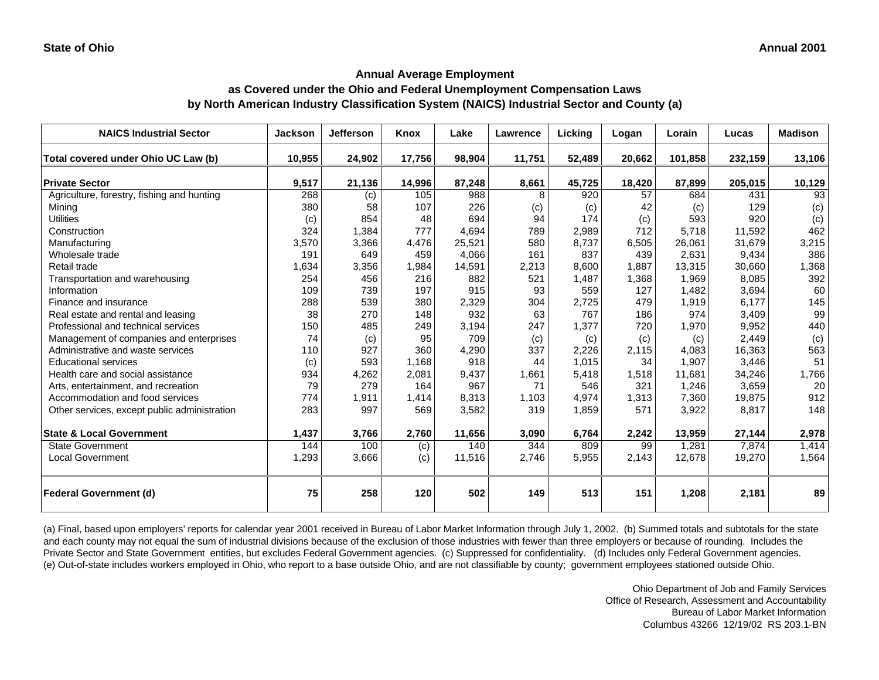State of Ohio — Annual 2001

## Annual Average Employment
## as Covered under the Ohio and Federal Unemployment Compensation Laws
## by North American Industry Classification System (NAICS) Industrial Sector and County (a)

| NAICS Industrial Sector | Jackson | Jefferson | Knox | Lake | Lawrence | Licking | Logan | Lorain | Lucas | Madison |
|---|---|---|---|---|---|---|---|---|---|---|
| **Total covered under Ohio UC Law (b)** | **10,955** | **24,902** | **17,756** | **98,904** | **11,751** | **52,489** | **20,662** | **101,858** | **232,159** | **13,106** |
| **Private Sector** | **9,517** | **21,136** | **14,996** | **87,248** | **8,661** | **45,725** | **18,420** | **87,899** | **205,015** | **10,129** |
| Agriculture, forestry, fishing and hunting | 268 | (c) | 105 | 988 | 8 | 920 | 57 | 684 | 431 | 93 |
| Mining | 380 | 58 | 107 | 226 | (c) | (c) | 42 | (c) | 129 | (c) |
| Utilities | (c) | 854 | 48 | 694 | 94 | 174 | (c) | 593 | 920 | (c) |
| Construction | 324 | 1,384 | 777 | 4,694 | 789 | 2,989 | 712 | 5,718 | 11,592 | 462 |
| Manufacturing | 3,570 | 3,366 | 4,476 | 25,521 | 580 | 8,737 | 6,505 | 26,061 | 31,679 | 3,215 |
| Wholesale trade | 191 | 649 | 459 | 4,066 | 161 | 837 | 439 | 2,631 | 9,434 | 386 |
| Retail trade | 1,634 | 3,356 | 1,984 | 14,591 | 2,213 | 8,600 | 1,887 | 13,315 | 30,660 | 1,368 |
| Transportation and warehousing | 254 | 456 | 216 | 882 | 521 | 1,487 | 1,368 | 1,969 | 8,085 | 392 |
| Information | 109 | 739 | 197 | 915 | 93 | 559 | 127 | 1,482 | 3,694 | 60 |
| Finance and insurance | 288 | 539 | 380 | 2,329 | 304 | 2,725 | 479 | 1,919 | 6,177 | 145 |
| Real estate and rental and leasing | 38 | 270 | 148 | 932 | 63 | 767 | 186 | 974 | 3,409 | 99 |
| Professional and technical services | 150 | 485 | 249 | 3,194 | 247 | 1,377 | 720 | 1,970 | 9,952 | 440 |
| Management of companies and enterprises | 74 | (c) | 95 | 709 | (c) | (c) | (c) | (c) | 2,449 | (c) |
| Administrative and waste services | 110 | 927 | 360 | 4,290 | 337 | 2,226 | 2,115 | 4,083 | 16,363 | 563 |
| Educational services | (c) | 593 | 1,168 | 918 | 44 | 1,015 | 34 | 1,907 | 3,446 | 51 |
| Health care and social assistance | 934 | 4,262 | 2,081 | 9,437 | 1,661 | 5,418 | 1,518 | 11,681 | 34,246 | 1,766 |
| Arts, entertainment, and recreation | 79 | 279 | 164 | 967 | 71 | 546 | 321 | 1,246 | 3,659 | 20 |
| Accommodation and food services | 774 | 1,911 | 1,414 | 8,313 | 1,103 | 4,974 | 1,313 | 7,360 | 19,875 | 912 |
| Other services, except public administration | 283 | 997 | 569 | 3,582 | 319 | 1,859 | 571 | 3,922 | 8,817 | 148 |
| **State & Local Government** | **1,437** | **3,766** | **2,760** | **11,656** | **3,090** | **6,764** | **2,242** | **13,959** | **27,144** | **2,978** |
| State Government | 144 | 100 | (c) | 140 | 344 | 809 | 99 | 1,281 | 7,874 | 1,414 |
| Local Government | 1,293 | 3,666 | (c) | 11,516 | 2,746 | 5,955 | 2,143 | 12,678 | 19,270 | 1,564 |
| **Federal Government (d)** | **75** | **258** | **120** | **502** | **149** | **513** | **151** | **1,208** | **2,181** | **89** |

(a) Final, based upon employers' reports for calendar year 2001 received in Bureau of Labor Market Information through July 1, 2002. (b) Summed totals and subtotals for the state and each county may not equal the sum of industrial divisions because of the exclusion of those industries with fewer than three employers or because of rounding. Includes the Private Sector and State Government entities, but excludes Federal Government agencies. (c) Suppressed for confidentiality. (d) Includes only Federal Government agencies. (e) Out-of-state includes workers employed in Ohio, who report to a base outside Ohio, and are not classifiable by county; government employees stationed outside Ohio.

Ohio Department of Job and Family Services
Office of Research, Assessment and Accountability
Bureau of Labor Market Information
Columbus 43266 12/19/02 RS 203.1-BN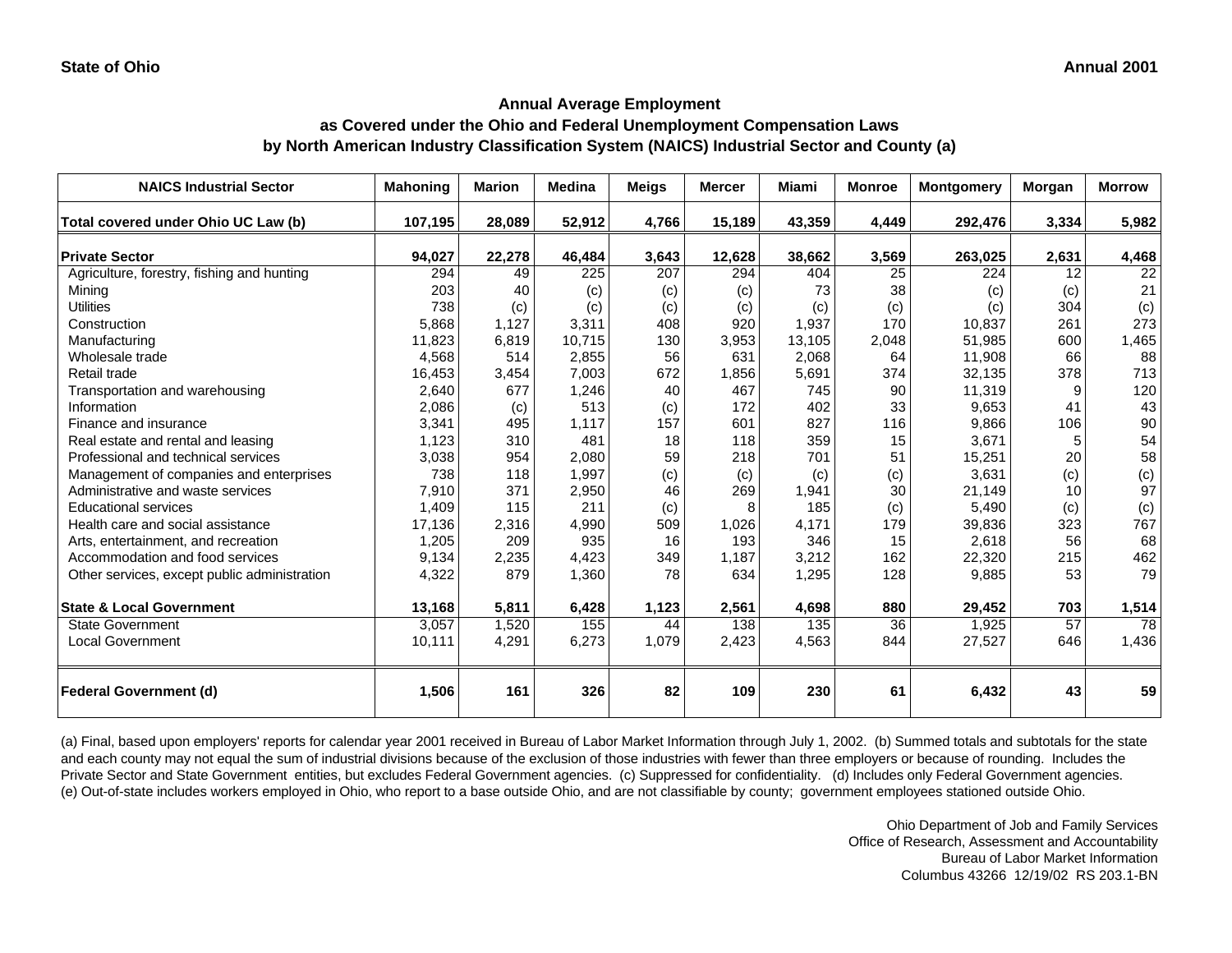State of Ohio

Annual 2001

## Annual Average Employment
## as Covered under the Ohio and Federal Unemployment Compensation Laws
## by North American Industry Classification System (NAICS) Industrial Sector and County (a)

| NAICS Industrial Sector | Mahoning | Marion | Medina | Meigs | Mercer | Miami | Monroe | Montgomery | Morgan | Morrow |
|---|---|---|---|---|---|---|---|---|---|---|
| **Total covered under Ohio UC Law (b)** | **107,195** | **28,089** | **52,912** | **4,766** | **15,189** | **43,359** | **4,449** | **292,476** | **3,334** | **5,982** |
| **Private Sector** | **94,027** | **22,278** | **46,484** | **3,643** | **12,628** | **38,662** | **3,569** | **263,025** | **2,631** | **4,468** |
| Agriculture, forestry, fishing and hunting | 294 | 49 | 225 | 207 | 294 | 404 | 25 | 224 | 12 | 22 |
| Mining | 203 | 40 | (c) | (c) | (c) | 73 | 38 | (c) | (c) | 21 |
| Utilities | 738 | (c) | (c) | (c) | (c) | (c) | (c) | (c) | 304 | (c) |
| Construction | 5,868 | 1,127 | 3,311 | 408 | 920 | 1,937 | 170 | 10,837 | 261 | 273 |
| Manufacturing | 11,823 | 6,819 | 10,715 | 130 | 3,953 | 13,105 | 2,048 | 51,985 | 600 | 1,465 |
| Wholesale trade | 4,568 | 514 | 2,855 | 56 | 631 | 2,068 | 64 | 11,908 | 66 | 88 |
| Retail trade | 16,453 | 3,454 | 7,003 | 672 | 1,856 | 5,691 | 374 | 32,135 | 378 | 713 |
| Transportation and warehousing | 2,640 | 677 | 1,246 | 40 | 467 | 745 | 90 | 11,319 | 9 | 120 |
| Information | 2,086 | (c) | 513 | (c) | 172 | 402 | 33 | 9,653 | 41 | 43 |
| Finance and insurance | 3,341 | 495 | 1,117 | 157 | 601 | 827 | 116 | 9,866 | 106 | 90 |
| Real estate and rental and leasing | 1,123 | 310 | 481 | 18 | 118 | 359 | 15 | 3,671 | 5 | 54 |
| Professional and technical services | 3,038 | 954 | 2,080 | 59 | 218 | 701 | 51 | 15,251 | 20 | 58 |
| Management of companies and enterprises | 738 | 118 | 1,997 | (c) | (c) | (c) | (c) | 3,631 | (c) | (c) |
| Administrative and waste services | 7,910 | 371 | 2,950 | 46 | 269 | 1,941 | 30 | 21,149 | 10 | 97 |
| Educational services | 1,409 | 115 | 211 | (c) | 8 | 185 | (c) | 5,490 | (c) | (c) |
| Health care and social assistance | 17,136 | 2,316 | 4,990 | 509 | 1,026 | 4,171 | 179 | 39,836 | 323 | 767 |
| Arts, entertainment, and recreation | 1,205 | 209 | 935 | 16 | 193 | 346 | 15 | 2,618 | 56 | 68 |
| Accommodation and food services | 9,134 | 2,235 | 4,423 | 349 | 1,187 | 3,212 | 162 | 22,320 | 215 | 462 |
| Other services, except public administration | 4,322 | 879 | 1,360 | 78 | 634 | 1,295 | 128 | 9,885 | 53 | 79 |
| **State & Local Government** | **13,168** | **5,811** | **6,428** | **1,123** | **2,561** | **4,698** | **880** | **29,452** | **703** | **1,514** |
| State Government | 3,057 | 1,520 | 155 | 44 | 138 | 135 | 36 | 1,925 | 57 | 78 |
| Local Government | 10,111 | 4,291 | 6,273 | 1,079 | 2,423 | 4,563 | 844 | 27,527 | 646 | 1,436 |
| **Federal Government (d)** | **1,506** | **161** | **326** | **82** | **109** | **230** | **61** | **6,432** | **43** | **59** |

(a) Final, based upon employers' reports for calendar year 2001 received in Bureau of Labor Market Information through July 1, 2002. (b) Summed totals and subtotals for the state and each county may not equal the sum of industrial divisions because of the exclusion of those industries with fewer than three employers or because of rounding. Includes the Private Sector and State Government entities, but excludes Federal Government agencies. (c) Suppressed for confidentiality. (d) Includes only Federal Government agencies. (e) Out-of-state includes workers employed in Ohio, who report to a base outside Ohio, and are not classifiable by county; government employees stationed outside Ohio.

Ohio Department of Job and Family Services
Office of Research, Assessment and Accountability
Bureau of Labor Market Information
Columbus 43266 12/19/02 RS 203.1-BN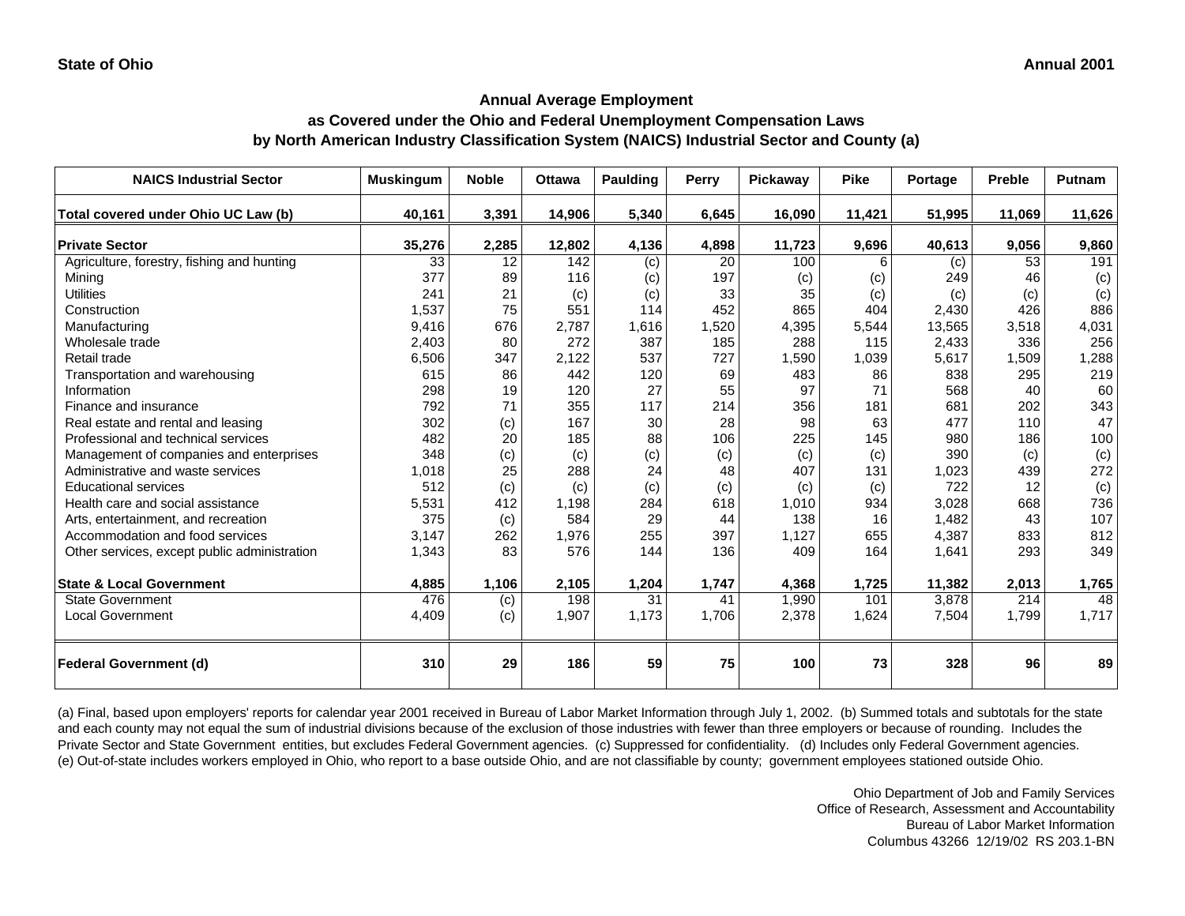**State of Ohio** **Annual 2001**

## Annual Average Employment
## as Covered under the Ohio and Federal Unemployment Compensation Laws
## by North American Industry Classification System (NAICS) Industrial Sector and County (a)

| NAICS Industrial Sector | Muskingum | Noble | Ottawa | Paulding | Perry | Pickaway | Pike | Portage | Preble | Putnam |
|---|---|---|---|---|---|---|---|---|---|---|
| **Total covered under Ohio UC Law (b)** | **40,161** | **3,391** | **14,906** | **5,340** | **6,645** | **16,090** | **11,421** | **51,995** | **11,069** | **11,626** |
| **Private Sector** | **35,276** | **2,285** | **12,802** | **4,136** | **4,898** | **11,723** | **9,696** | **40,613** | **9,056** | **9,860** |
| Agriculture, forestry, fishing and hunting | 33 | 12 | 142 | (c) | 20 | 100 | 6 | (c) | 53 | 191 |
| Mining | 377 | 89 | 116 | (c) | 197 | (c) | (c) | 249 | 46 | (c) |
| Utilities | 241 | 21 | (c) | (c) | 33 | 35 | (c) | (c) | (c) | (c) |
| Construction | 1,537 | 75 | 551 | 114 | 452 | 865 | 404 | 2,430 | 426 | 886 |
| Manufacturing | 9,416 | 676 | 2,787 | 1,616 | 1,520 | 4,395 | 5,544 | 13,565 | 3,518 | 4,031 |
| Wholesale trade | 2,403 | 80 | 272 | 387 | 185 | 288 | 115 | 2,433 | 336 | 256 |
| Retail trade | 6,506 | 347 | 2,122 | 537 | 727 | 1,590 | 1,039 | 5,617 | 1,509 | 1,288 |
| Transportation and warehousing | 615 | 86 | 442 | 120 | 69 | 483 | 86 | 838 | 295 | 219 |
| Information | 298 | 19 | 120 | 27 | 55 | 97 | 71 | 568 | 40 | 60 |
| Finance and insurance | 792 | 71 | 355 | 117 | 214 | 356 | 181 | 681 | 202 | 343 |
| Real estate and rental and leasing | 302 | (c) | 167 | 30 | 28 | 98 | 63 | 477 | 110 | 47 |
| Professional and technical services | 482 | 20 | 185 | 88 | 106 | 225 | 145 | 980 | 186 | 100 |
| Management of companies and enterprises | 348 | (c) | (c) | (c) | (c) | (c) | (c) | 390 | (c) | (c) |
| Administrative and waste services | 1,018 | 25 | 288 | 24 | 48 | 407 | 131 | 1,023 | 439 | 272 |
| Educational services | 512 | (c) | (c) | (c) | (c) | (c) | (c) | 722 | 12 | (c) |
| Health care and social assistance | 5,531 | 412 | 1,198 | 284 | 618 | 1,010 | 934 | 3,028 | 668 | 736 |
| Arts, entertainment, and recreation | 375 | (c) | 584 | 29 | 44 | 138 | 16 | 1,482 | 43 | 107 |
| Accommodation and food services | 3,147 | 262 | 1,976 | 255 | 397 | 1,127 | 655 | 4,387 | 833 | 812 |
| Other services, except public administration | 1,343 | 83 | 576 | 144 | 136 | 409 | 164 | 1,641 | 293 | 349 |
| **State & Local Government** | **4,885** | **1,106** | **2,105** | **1,204** | **1,747** | **4,368** | **1,725** | **11,382** | **2,013** | **1,765** |
| State Government | 476 | (c) | 198 | 31 | 41 | 1,990 | 101 | 3,878 | 214 | 48 |
| Local Government | 4,409 | (c) | 1,907 | 1,173 | 1,706 | 2,378 | 1,624 | 7,504 | 1,799 | 1,717 |
| **Federal Government (d)** | **310** | **29** | **186** | **59** | **75** | **100** | **73** | **328** | **96** | **89** |

(a) Final, based upon employers' reports for calendar year 2001 received in Bureau of Labor Market Information through July 1, 2002. (b) Summed totals and subtotals for the state and each county may not equal the sum of industrial divisions because of the exclusion of those industries with fewer than three employers or because of rounding. Includes the Private Sector and State Government entities, but excludes Federal Government agencies. (c) Suppressed for confidentiality. (d) Includes only Federal Government agencies. (e) Out-of-state includes workers employed in Ohio, who report to a base outside Ohio, and are not classifiable by county; government employees stationed outside Ohio.

Ohio Department of Job and Family Services
Office of Research, Assessment and Accountability
Bureau of Labor Market Information
Columbus 43266 12/19/02 RS 203.1-BN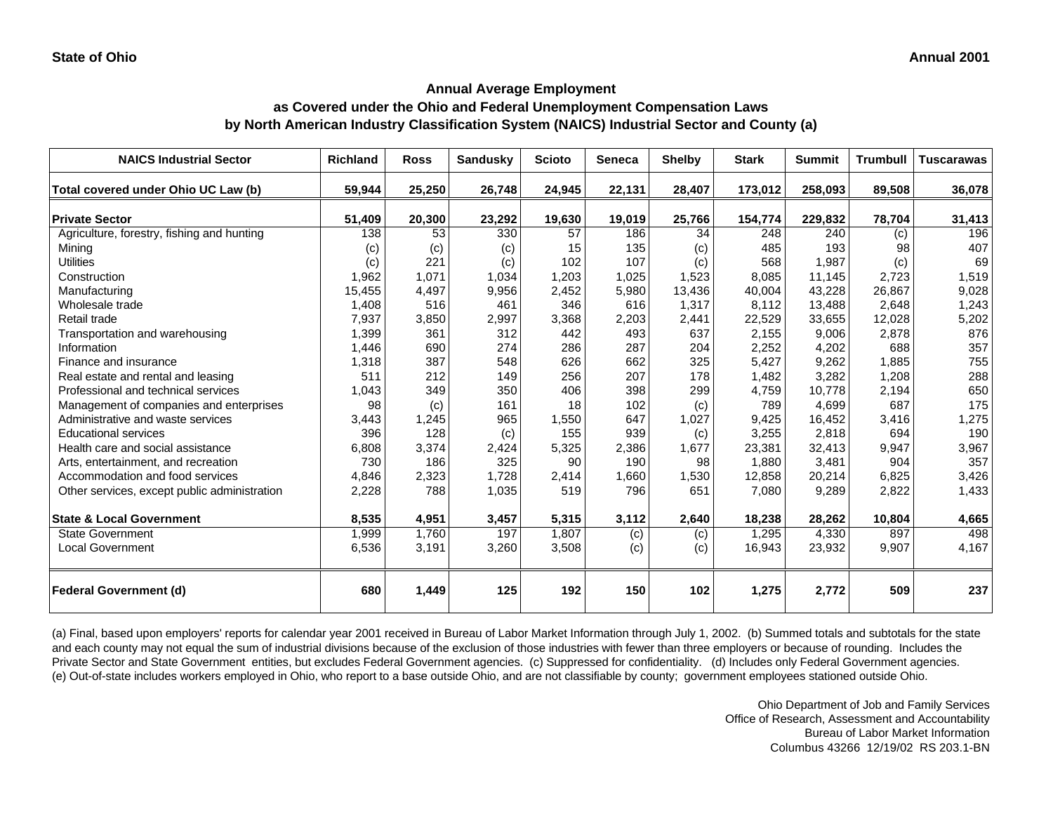**State of Office** 

Wait — correcting:

**State of Ohio** | **Annual 2001**

## Annual Average Employment
## as Covered under the Ohio and Federal Unemployment Compensation Laws
## by North American Industry Classification System (NAICS) Industrial Sector and County (a)

| NAICS Industrial Sector | Richland | Ross | Sandusky | Scioto | Seneca | Shelby | Stark | Summit | Trumbull | Tuscarawas |
|---|---|---|---|---|---|---|---|---|---|---|
| **Total covered under Ohio UC Law (b)** | **59,944** | **25,250** | **26,748** | **24,945** | **22,131** | **28,407** | **173,012** | **258,093** | **89,508** | **36,078** |
| **Private Sector** | **51,409** | **20,300** | **23,292** | **19,630** | **19,019** | **25,766** | **154,774** | **229,832** | **78,704** | **31,413** |
| Agriculture, forestry, fishing and hunting | 138 | 53 | 330 | 57 | 186 | 34 | 248 | 240 | (c) | 196 |
| Mining | (c) | (c) | (c) | 15 | 135 | (c) | 485 | 193 | 98 | 407 |
| Utilities | (c) | 221 | (c) | 102 | 107 | (c) | 568 | 1,987 | (c) | 69 |
| Construction | 1,962 | 1,071 | 1,034 | 1,203 | 1,025 | 1,523 | 8,085 | 11,145 | 2,723 | 1,519 |
| Manufacturing | 15,455 | 4,497 | 9,956 | 2,452 | 5,980 | 13,436 | 40,004 | 43,228 | 26,867 | 9,028 |
| Wholesale trade | 1,408 | 516 | 461 | 346 | 616 | 1,317 | 8,112 | 13,488 | 2,648 | 1,243 |
| Retail trade | 7,937 | 3,850 | 2,997 | 3,368 | 2,203 | 2,441 | 22,529 | 33,655 | 12,028 | 5,202 |
| Transportation and warehousing | 1,399 | 361 | 312 | 442 | 493 | 637 | 2,155 | 9,006 | 2,878 | 876 |
| Information | 1,446 | 690 | 274 | 286 | 287 | 204 | 2,252 | 4,202 | 688 | 357 |
| Finance and insurance | 1,318 | 387 | 548 | 626 | 662 | 325 | 5,427 | 9,262 | 1,885 | 755 |
| Real estate and rental and leasing | 511 | 212 | 149 | 256 | 207 | 178 | 1,482 | 3,282 | 1,208 | 288 |
| Professional and technical services | 1,043 | 349 | 350 | 406 | 398 | 299 | 4,759 | 10,778 | 2,194 | 650 |
| Management of companies and enterprises | 98 | (c) | 161 | 18 | 102 | (c) | 789 | 4,699 | 687 | 175 |
| Administrative and waste services | 3,443 | 1,245 | 965 | 1,550 | 647 | 1,027 | 9,425 | 16,452 | 3,416 | 1,275 |
| Educational services | 396 | 128 | (c) | 155 | 939 | (c) | 3,255 | 2,818 | 694 | 190 |
| Health care and social assistance | 6,808 | 3,374 | 2,424 | 5,325 | 2,386 | 1,677 | 23,381 | 32,413 | 9,947 | 3,967 |
| Arts, entertainment, and recreation | 730 | 186 | 325 | 90 | 190 | 98 | 1,880 | 3,481 | 904 | 357 |
| Accommodation and food services | 4,846 | 2,323 | 1,728 | 2,414 | 1,660 | 1,530 | 12,858 | 20,214 | 6,825 | 3,426 |
| Other services, except public administration | 2,228 | 788 | 1,035 | 519 | 796 | 651 | 7,080 | 9,289 | 2,822 | 1,433 |
| **State & Local Government** | **8,535** | **4,951** | **3,457** | **5,315** | **3,112** | **2,640** | **18,238** | **28,262** | **10,804** | **4,665** |
| State Government | 1,999 | 1,760 | 197 | 1,807 | (c) | (c) | 1,295 | 4,330 | 897 | 498 |
| Local Government | 6,536 | 3,191 | 3,260 | 3,508 | (c) | (c) | 16,943 | 23,932 | 9,907 | 4,167 |
| **Federal Government (d)** | **680** | **1,449** | **125** | **192** | **150** | **102** | **1,275** | **2,772** | **509** | **237** |

(a) Final, based upon employers' reports for calendar year 2001 received in Bureau of Labor Market Information through July 1, 2002. (b) Summed totals and subtotals for the state and each county may not equal the sum of industrial divisions because of the exclusion of those industries with fewer than three employers or because of rounding. Includes the Private Sector and State Government entities, but excludes Federal Government agencies. (c) Suppressed for confidentiality. (d) Includes only Federal Government agencies. (e) Out-of-state includes workers employed in Ohio, who report to a base outside Ohio, and are not classifiable by county; government employees stationed outside Ohio.

Ohio Department of Job and Family Services
Office of Research, Assessment and Accountability
Bureau of Labor Market Information
Columbus 43266 12/19/02 RS 203.1-BN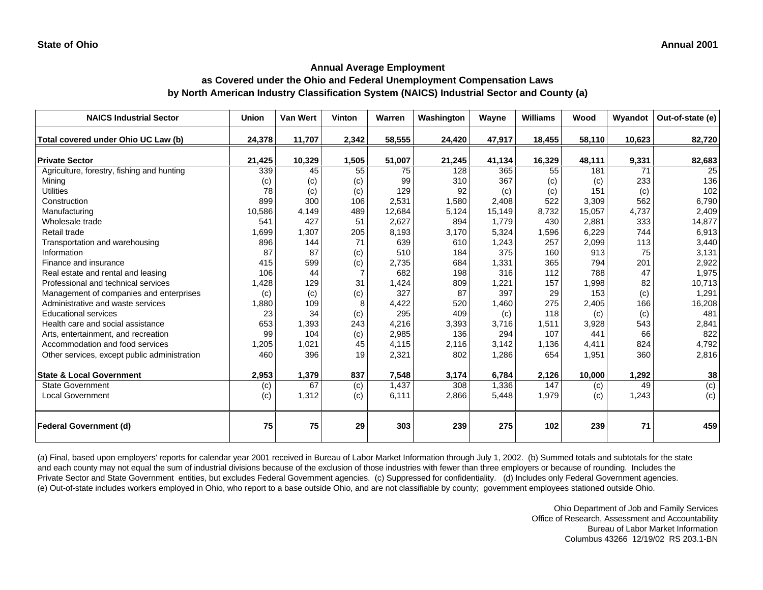State of Ohio

Annual 2001

## Annual Average Employment
## as Covered under the Ohio and Federal Unemployment Compensation Laws
## by North American Industry Classification System (NAICS) Industrial Sector and County (a)

| NAICS Industrial Sector | Union | Van Wert | Vinton | Warren | Washington | Wayne | Williams | Wood | Wyandot | Out-of-state (e) |
|---|---|---|---|---|---|---|---|---|---|---|
| **Total covered under Ohio UC Law (b)** | **24,378** | **11,707** | **2,342** | **58,555** | **24,420** | **47,917** | **18,455** | **58,110** | **10,623** | **82,720** |
| **Private Sector** | **21,425** | **10,329** | **1,505** | **51,007** | **21,245** | **41,134** | **16,329** | **48,111** | **9,331** | **82,683** |
| Agriculture, forestry, fishing and hunting | 339 | 45 | 55 | 75 | 128 | 365 | 55 | 181 | 71 | 25 |
| Mining | (c) | (c) | (c) | 99 | 310 | 367 | (c) | (c) | 233 | 136 |
| Utilities | 78 | (c) | (c) | 129 | 92 | (c) | (c) | 151 | (c) | 102 |
| Construction | 899 | 300 | 106 | 2,531 | 1,580 | 2,408 | 522 | 3,309 | 562 | 6,790 |
| Manufacturing | 10,586 | 4,149 | 489 | 12,684 | 5,124 | 15,149 | 8,732 | 15,057 | 4,737 | 2,409 |
| Wholesale trade | 541 | 427 | 51 | 2,627 | 894 | 1,779 | 430 | 2,881 | 333 | 14,877 |
| Retail trade | 1,699 | 1,307 | 205 | 8,193 | 3,170 | 5,324 | 1,596 | 6,229 | 744 | 6,913 |
| Transportation and warehousing | 896 | 144 | 71 | 639 | 610 | 1,243 | 257 | 2,099 | 113 | 3,440 |
| Information | 87 | 87 | (c) | 510 | 184 | 375 | 160 | 913 | 75 | 3,131 |
| Finance and insurance | 415 | 599 | (c) | 2,735 | 684 | 1,331 | 365 | 794 | 201 | 2,922 |
| Real estate and rental and leasing | 106 | 44 | 7 | 682 | 198 | 316 | 112 | 788 | 47 | 1,975 |
| Professional and technical services | 1,428 | 129 | 31 | 1,424 | 809 | 1,221 | 157 | 1,998 | 82 | 10,713 |
| Management of companies and enterprises | (c) | (c) | (c) | 327 | 87 | 397 | 29 | 153 | (c) | 1,291 |
| Administrative and waste services | 1,880 | 109 | 8 | 4,422 | 520 | 1,460 | 275 | 2,405 | 166 | 16,208 |
| Educational services | 23 | 34 | (c) | 295 | 409 | (c) | 118 | (c) | (c) | 481 |
| Health care and social assistance | 653 | 1,393 | 243 | 4,216 | 3,393 | 3,716 | 1,511 | 3,928 | 543 | 2,841 |
| Arts, entertainment, and recreation | 99 | 104 | (c) | 2,985 | 136 | 294 | 107 | 441 | 66 | 822 |
| Accommodation and food services | 1,205 | 1,021 | 45 | 4,115 | 2,116 | 3,142 | 1,136 | 4,411 | 824 | 4,792 |
| Other services, except public administration | 460 | 396 | 19 | 2,321 | 802 | 1,286 | 654 | 1,951 | 360 | 2,816 |
| **State & Local Government** | **2,953** | **1,379** | **837** | **7,548** | **3,174** | **6,784** | **2,126** | **10,000** | **1,292** | **38** |
| State Government | (c) | 67 | (c) | 1,437 | 308 | 1,336 | 147 | (c) | 49 | (c) |
| Local Government | (c) | 1,312 | (c) | 6,111 | 2,866 | 5,448 | 1,979 | (c) | 1,243 | (c) |
| **Federal Government (d)** | **75** | **75** | **29** | **303** | **239** | **275** | **102** | **239** | **71** | **459** |

(a) Final, based upon employers' reports for calendar year 2001 received in Bureau of Labor Market Information through July 1, 2002. (b) Summed totals and subtotals for the state and each county may not equal the sum of industrial divisions because of the exclusion of those industries with fewer than three employers or because of rounding. Includes the Private Sector and State Government entities, but excludes Federal Government agencies. (c) Suppressed for confidentiality. (d) Includes only Federal Government agencies. (e) Out-of-state includes workers employed in Ohio, who report to a base outside Ohio, and are not classifiable by county; government employees stationed outside Ohio.

Ohio Department of Job and Family Services
Office of Research, Assessment and Accountability
Bureau of Labor Market Information
Columbus 43266 12/19/02 RS 203.1-BN